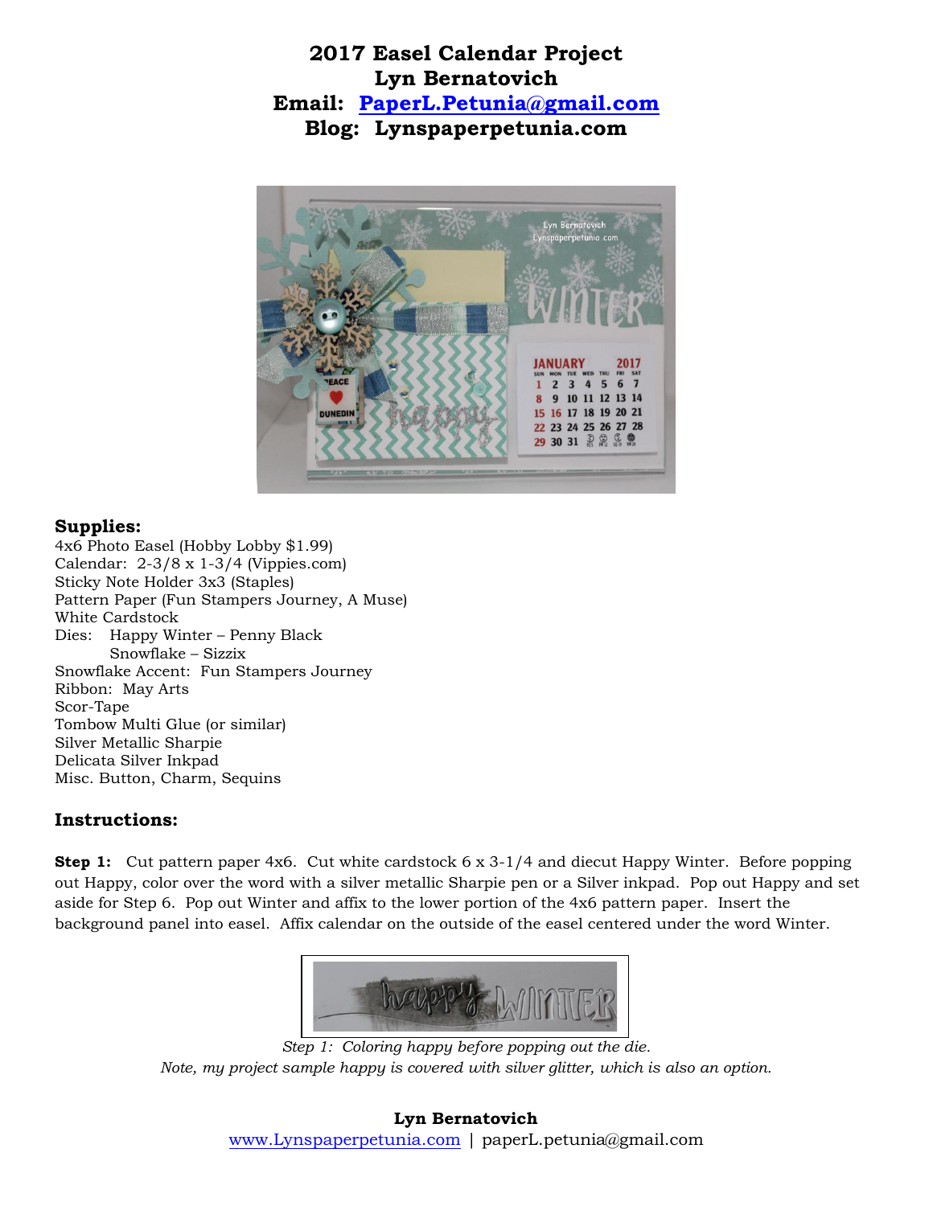# 2017 Easel Calendar Project
# Lyn Bernatovich
# Email: PaperL.Petunia@gmail.com
# Blog: Lynspaperpetunia.com

## Supplies:

4x6 Photo Easel (Hobby Lobby $1.99)
Calendar: 2-3/8 x 1-3/4 (Vippies.com)
Sticky Note Holder 3x3 (Staples)
Pattern Paper (Fun Stampers Journey, A Muse)
White Cardstock
Dies: Happy Winter – Penny Black
Snowflake – Sizzix
Snowflake Accent: Fun Stampers Journey
Ribbon: May Arts
Scor-Tape
Tombow Multi Glue (or similar)
Silver Metallic Sharpie
Delicata Silver Inkpad
Misc. Button, Charm, Sequins

## Instructions:

**Step 1:** Cut pattern paper 4x6. Cut white cardstock 6 x 3-1/4 and diecut Happy Winter. Before popping out Happy, color over the word with a silver metallic Sharpie pen or a Silver inkpad. Pop out Happy and set aside for Step 6. Pop out Winter and affix to the lower portion of the 4x6 pattern paper. Insert the background panel into easel. Affix calendar on the outside of the easel centered under the word Winter.

*Step 1: Coloring happy before popping out the die.*
*Note, my project sample happy is covered with silver glitter, which is also an option.*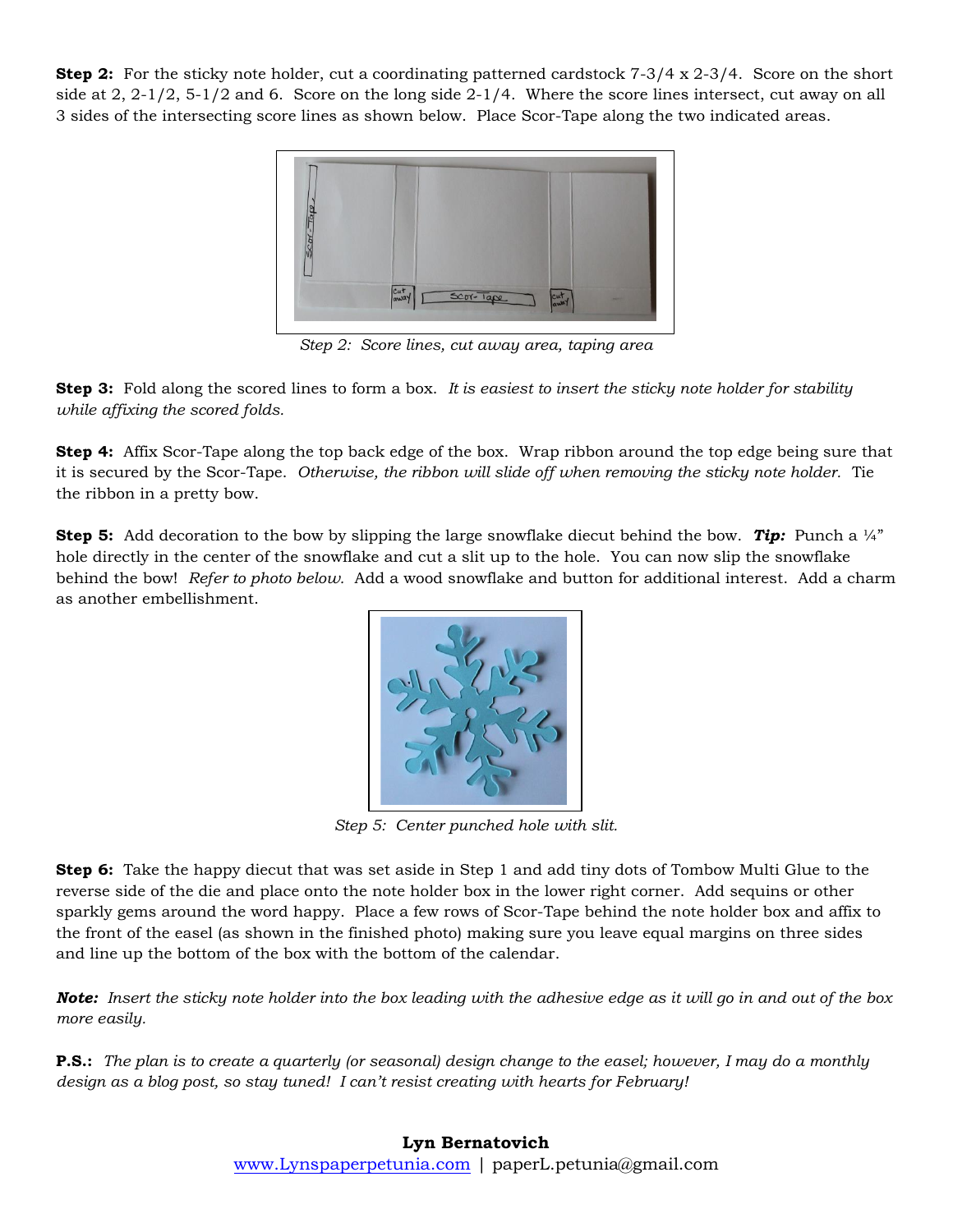**Step 2:** For the sticky note holder, cut a coordinating patterned cardstock 7-3/4 x 2-3/4. Score on the short side at 2, 2-1/2, 5-1/2 and 6. Score on the long side 2-1/4. Where the score lines intersect, cut away on all 3 sides of the intersecting score lines as shown below. Place Scor-Tape along the two indicated areas.

*Step 2: Score lines, cut away area, taping area*

**Step 3:** Fold along the scored lines to form a box. *It is easiest to insert the sticky note holder for stability while affixing the scored folds.*

**Step 4:** Affix Scor-Tape along the top back edge of the box. Wrap ribbon around the top edge being sure that it is secured by the Scor-Tape. *Otherwise, the ribbon will slide off when removing the sticky note holder.* Tie the ribbon in a pretty bow.

**Step 5:** Add decoration to the bow by slipping the large snowflake diecut behind the bow. ***Tip:*** Punch a ¼" hole directly in the center of the snowflake and cut a slit up to the hole. You can now slip the snowflake behind the bow! *Refer to photo below.* Add a wood snowflake and button for additional interest. Add a charm as another embellishment.

*Step 5: Center punched hole with slit.*

**Step 6:** Take the happy diecut that was set aside in Step 1 and add tiny dots of Tombow Multi Glue to the reverse side of the die and place onto the note holder box in the lower right corner. Add sequins or other sparkly gems around the word happy. Place a few rows of Scor-Tape behind the note holder box and affix to the front of the easel (as shown in the finished photo) making sure you leave equal margins on three sides and line up the bottom of the box with the bottom of the calendar.

***Note:*** *Insert the sticky note holder into the box leading with the adhesive edge as it will go in and out of the box more easily.*

**P.S.:** *The plan is to create a quarterly (or seasonal) design change to the easel; however, I may do a monthly design as a blog post, so stay tuned! I can't resist creating with hearts for February!*

**Lyn Bernatovich**
www.Lynspaperpetunia.com | paperL.petunia@gmail.com